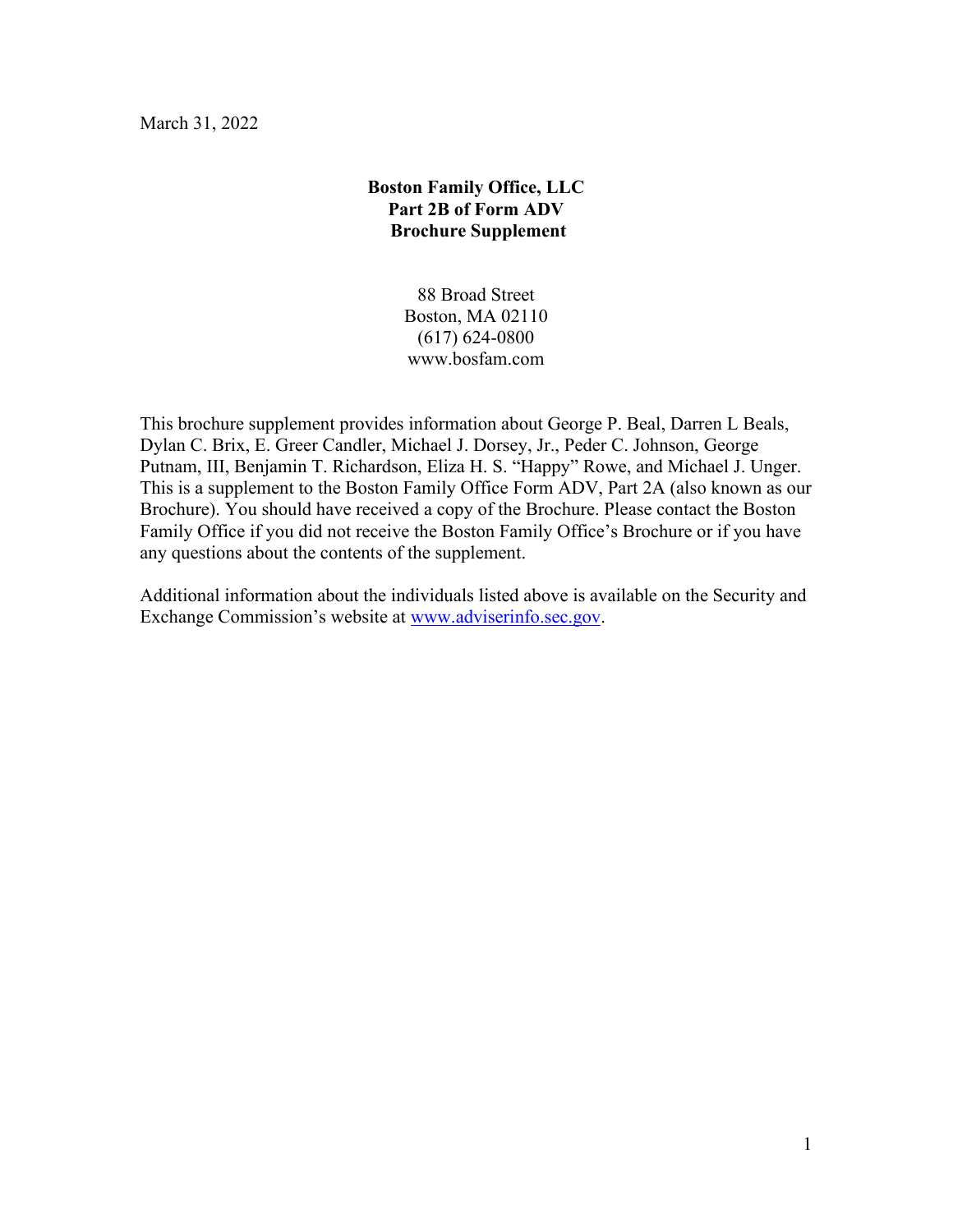March 31, 2022

**Boston Family Office, LLC**
**Part 2B of Form ADV**
**Brochure Supplement**

88 Broad Street
Boston, MA 02110
(617) 624-0800
www.bosfam.com

This brochure supplement provides information about George P. Beal, Darren L Beals, Dylan C. Brix, E. Greer Candler, Michael J. Dorsey, Jr., Peder C. Johnson, George Putnam, III, Benjamin T. Richardson, Eliza H. S. "Happy" Rowe, and Michael J. Unger. This is a supplement to the Boston Family Office Form ADV, Part 2A (also known as our Brochure). You should have received a copy of the Brochure. Please contact the Boston Family Office if you did not receive the Boston Family Office's Brochure or if you have any questions about the contents of the supplement.

Additional information about the individuals listed above is available on the Security and Exchange Commission's website at www.adviserinfo.sec.gov.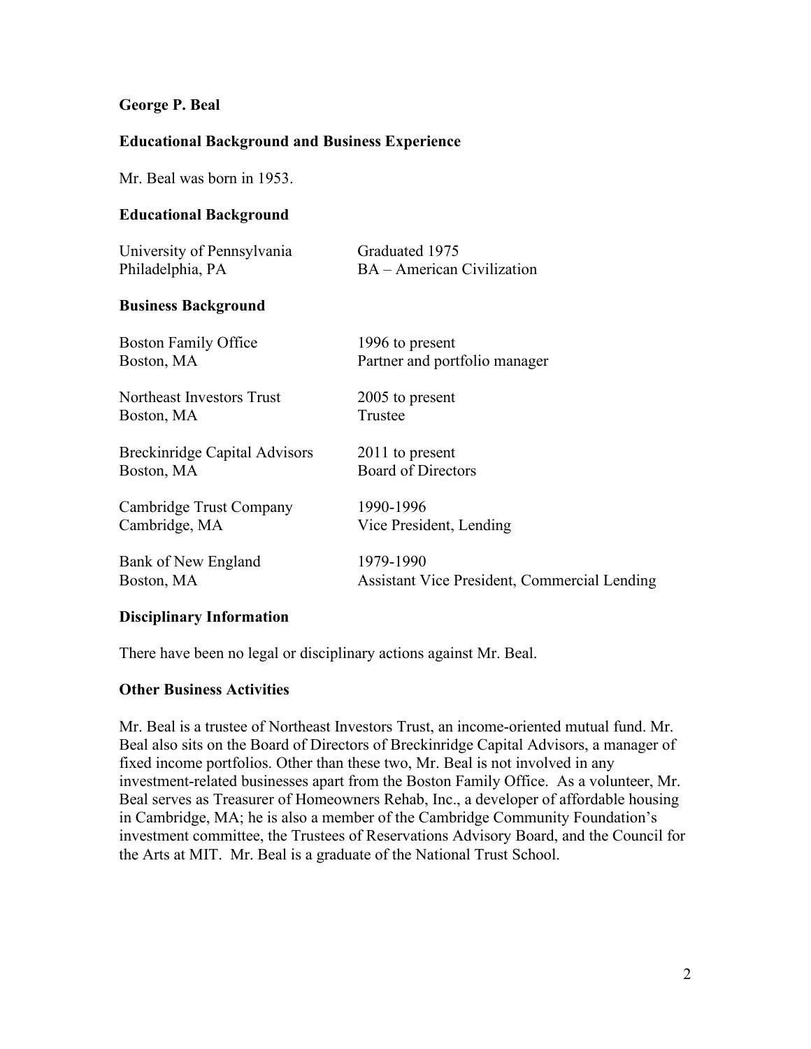**George P. Beal**

**Educational Background and Business Experience**

Mr. Beal was born in 1953.

**Educational Background**

| | |
|---|---|
| University of Pennsylvania<br>Philadelphia, PA | Graduated 1975<br>BA – American Civilization |

**Business Background**

| | |
|---|---|
| Boston Family Office<br>Boston, MA | 1996 to present<br>Partner and portfolio manager |
| Northeast Investors Trust<br>Boston, MA | 2005 to present<br>Trustee |
| Breckinridge Capital Advisors<br>Boston, MA | 2011 to present<br>Board of Directors |
| Cambridge Trust Company<br>Cambridge, MA | 1990-1996<br>Vice President, Lending |
| Bank of New England<br>Boston, MA | 1979-1990<br>Assistant Vice President, Commercial Lending |

**Disciplinary Information**

There have been no legal or disciplinary actions against Mr. Beal.

**Other Business Activities**

Mr. Beal is a trustee of Northeast Investors Trust, an income-oriented mutual fund. Mr. Beal also sits on the Board of Directors of Breckinridge Capital Advisors, a manager of fixed income portfolios. Other than these two, Mr. Beal is not involved in any investment-related businesses apart from the Boston Family Office. As a volunteer, Mr. Beal serves as Treasurer of Homeowners Rehab, Inc., a developer of affordable housing in Cambridge, MA; he is also a member of the Cambridge Community Foundation's investment committee, the Trustees of Reservations Advisory Board, and the Council for the Arts at MIT. Mr. Beal is a graduate of the National Trust School.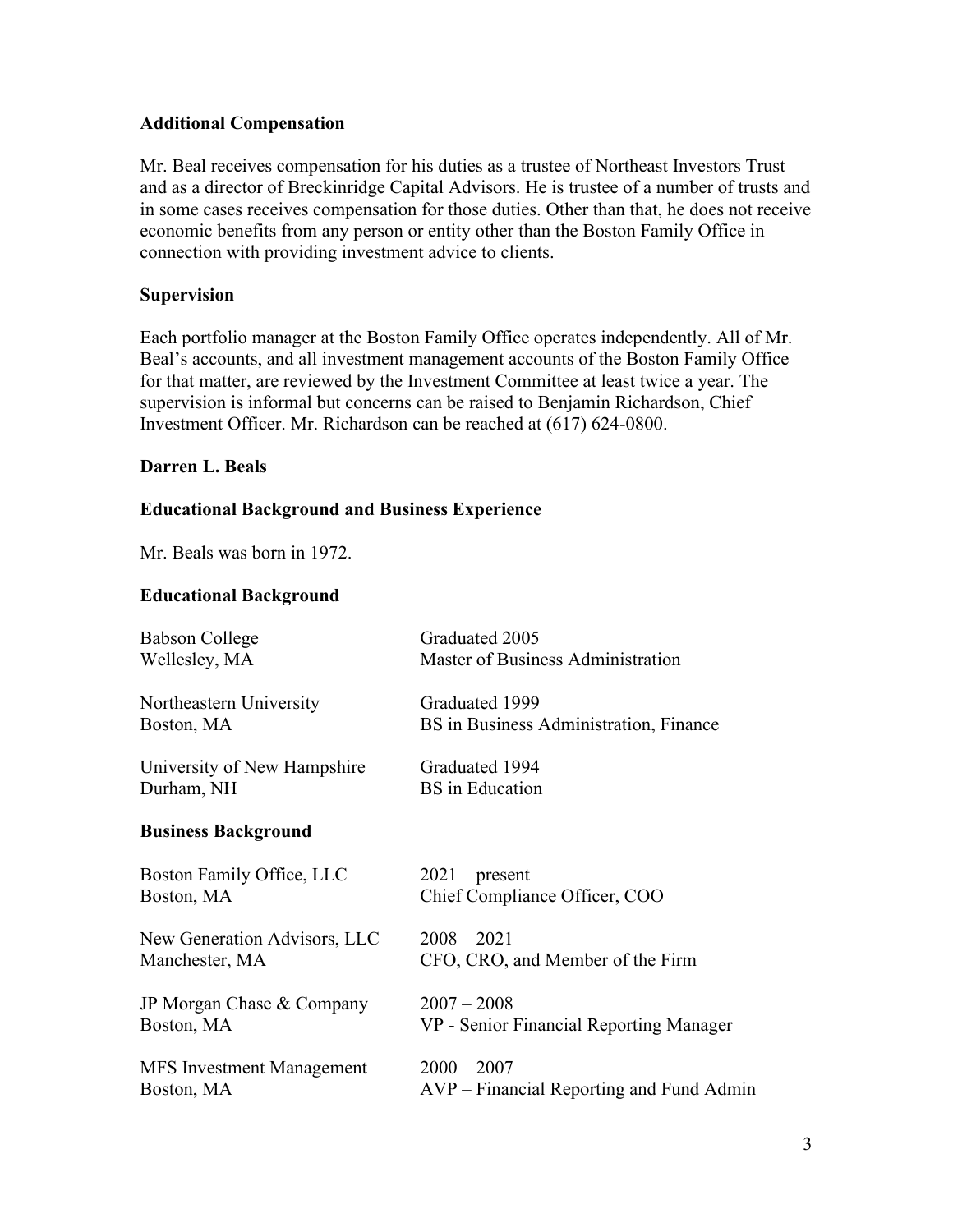**Additional Compensation**

Mr. Beal receives compensation for his duties as a trustee of Northeast Investors Trust and as a director of Breckinridge Capital Advisors. He is trustee of a number of trusts and in some cases receives compensation for those duties. Other than that, he does not receive economic benefits from any person or entity other than the Boston Family Office in connection with providing investment advice to clients.

**Supervision**

Each portfolio manager at the Boston Family Office operates independently. All of Mr. Beal's accounts, and all investment management accounts of the Boston Family Office for that matter, are reviewed by the Investment Committee at least twice a year. The supervision is informal but concerns can be raised to Benjamin Richardson, Chief Investment Officer. Mr. Richardson can be reached at (617) 624-0800.

**Darren L. Beals**

**Educational Background and Business Experience**

Mr. Beals was born in 1972.

**Educational Background**

| | |
|---|---|
| Babson College<br>Wellesley, MA | Graduated 2005<br>Master of Business Administration |
| Northeastern University<br>Boston, MA | Graduated 1999<br>BS in Business Administration, Finance |
| University of New Hampshire<br>Durham, NH | Graduated 1994<br>BS in Education |

**Business Background**

| | |
|---|---|
| Boston Family Office, LLC<br>Boston, MA | 2021 – present<br>Chief Compliance Officer, COO |
| New Generation Advisors, LLC<br>Manchester, MA | 2008 – 2021<br>CFO, CRO, and Member of the Firm |
| JP Morgan Chase & Company<br>Boston, MA | 2007 – 2008<br>VP - Senior Financial Reporting Manager |
| MFS Investment Management<br>Boston, MA | 2000 – 2007<br>AVP – Financial Reporting and Fund Admin |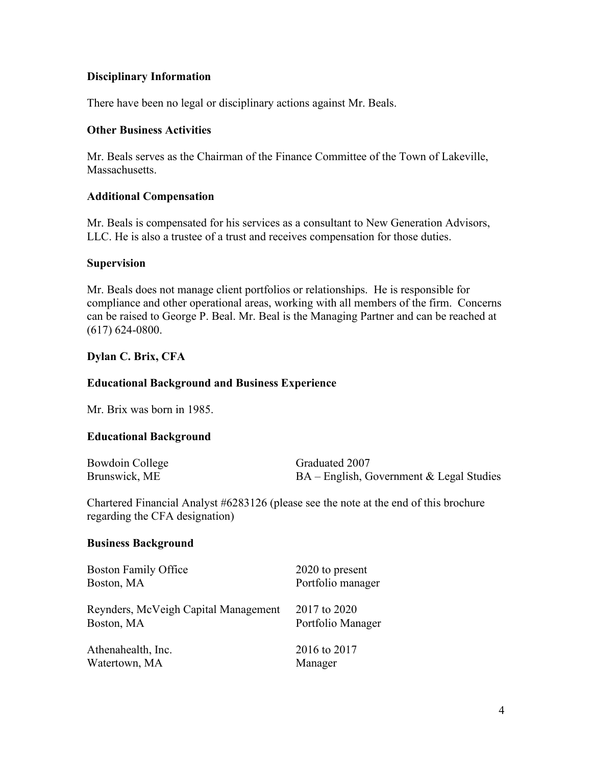### Disciplinary Information

There have been no legal or disciplinary actions against Mr. Beals.

### Other Business Activities

Mr. Beals serves as the Chairman of the Finance Committee of the Town of Lakeville, Massachusetts.

### Additional Compensation

Mr. Beals is compensated for his services as a consultant to New Generation Advisors, LLC. He is also a trustee of a trust and receives compensation for those duties.

### Supervision

Mr. Beals does not manage client portfolios or relationships. He is responsible for compliance and other operational areas, working with all members of the firm. Concerns can be raised to George P. Beal. Mr. Beal is the Managing Partner and can be reached at (617) 624-0800.

## Dylan C. Brix, CFA

### Educational Background and Business Experience

Mr. Brix was born in 1985.

### Educational Background

| | |
|---|---|
| Bowdoin College<br>Brunswick, ME | Graduated 2007<br>BA – English, Government & Legal Studies |

Chartered Financial Analyst #6283126 (please see the note at the end of this brochure regarding the CFA designation)

### Business Background

| | |
|---|---|
| Boston Family Office<br>Boston, MA | 2020 to present<br>Portfolio manager |
| Reynders, McVeigh Capital Management<br>Boston, MA | 2017 to 2020<br>Portfolio Manager |
| Athenahealth, Inc.<br>Watertown, MA | 2016 to 2017<br>Manager |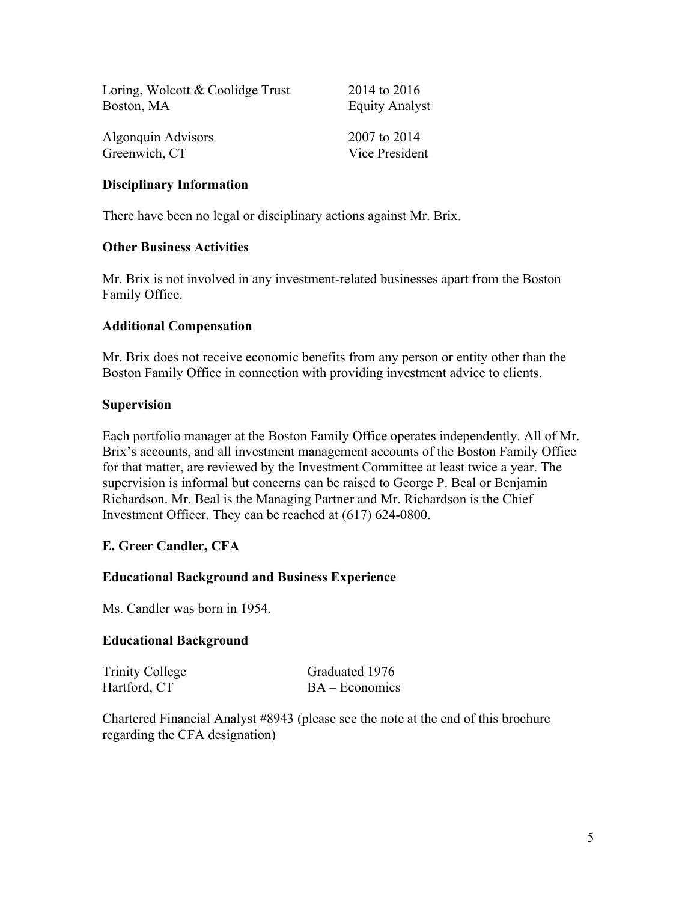| | |
|---|---|
| Loring, Wolcott & Coolidge Trust<br>Boston, MA | 2014 to 2016<br>Equity Analyst |
| Algonquin Advisors<br>Greenwich, CT | 2007 to 2014<br>Vice President |

**Disciplinary Information**

There have been no legal or disciplinary actions against Mr. Brix.

**Other Business Activities**

Mr. Brix is not involved in any investment-related businesses apart from the Boston Family Office.

**Additional Compensation**

Mr. Brix does not receive economic benefits from any person or entity other than the Boston Family Office in connection with providing investment advice to clients.

**Supervision**

Each portfolio manager at the Boston Family Office operates independently. All of Mr. Brix's accounts, and all investment management accounts of the Boston Family Office for that matter, are reviewed by the Investment Committee at least twice a year. The supervision is informal but concerns can be raised to George P. Beal or Benjamin Richardson. Mr. Beal is the Managing Partner and Mr. Richardson is the Chief Investment Officer. They can be reached at (617) 624-0800.

**E. Greer Candler, CFA**

**Educational Background and Business Experience**

Ms. Candler was born in 1954.

**Educational Background**

| | |
|---|---|
| Trinity College<br>Hartford, CT | Graduated 1976<br>BA – Economics |

Chartered Financial Analyst #8943 (please see the note at the end of this brochure regarding the CFA designation)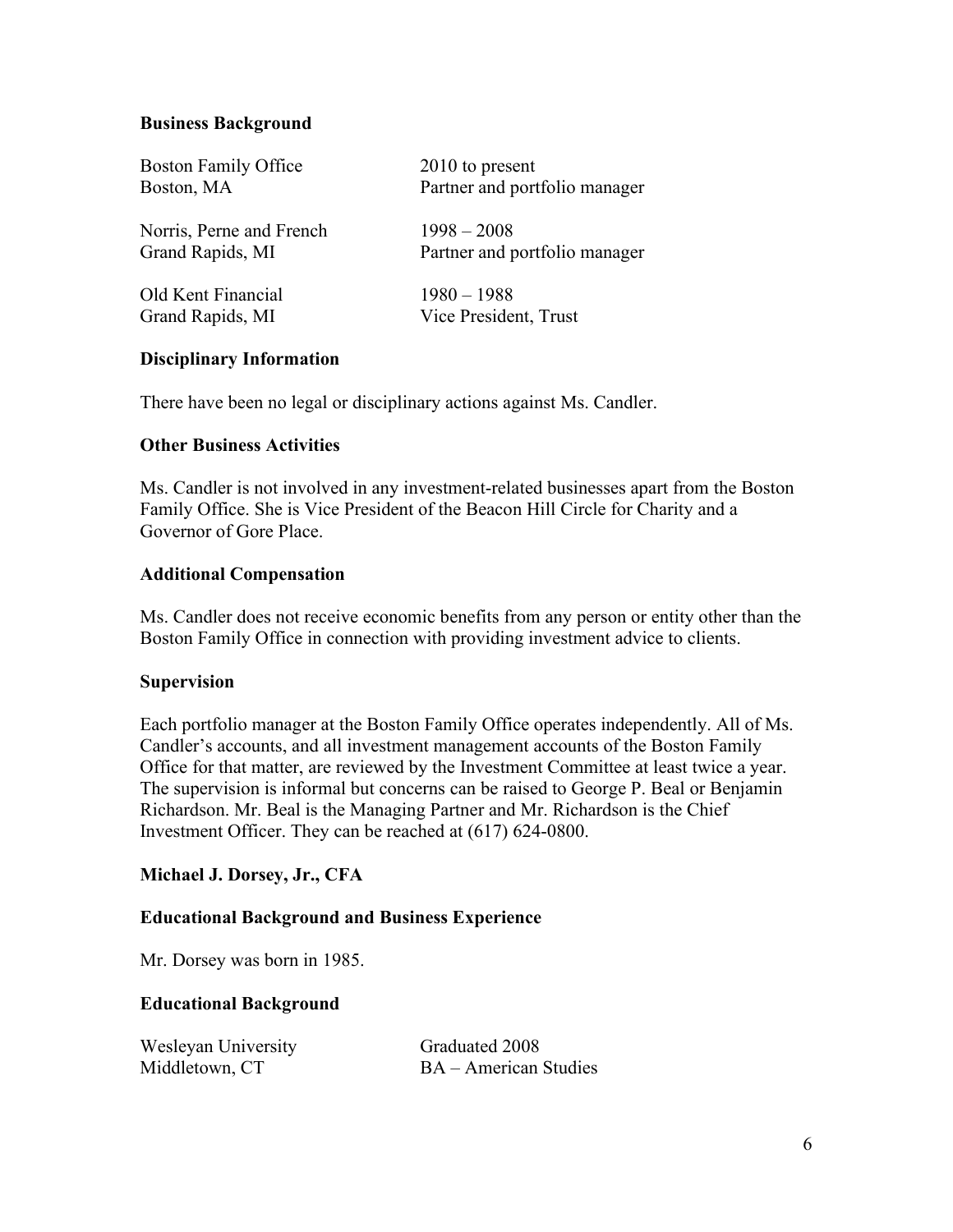**Business Background**

| | |
|---|---|
| Boston Family Office<br>Boston, MA | 2010 to present<br>Partner and portfolio manager |
| Norris, Perne and French<br>Grand Rapids, MI | 1998 – 2008<br>Partner and portfolio manager |
| Old Kent Financial<br>Grand Rapids, MI | 1980 – 1988<br>Vice President, Trust |

**Disciplinary Information**

There have been no legal or disciplinary actions against Ms. Candler.

**Other Business Activities**

Ms. Candler is not involved in any investment-related businesses apart from the Boston Family Office. She is Vice President of the Beacon Hill Circle for Charity and a Governor of Gore Place.

**Additional Compensation**

Ms. Candler does not receive economic benefits from any person or entity other than the Boston Family Office in connection with providing investment advice to clients.

**Supervision**

Each portfolio manager at the Boston Family Office operates independently. All of Ms. Candler's accounts, and all investment management accounts of the Boston Family Office for that matter, are reviewed by the Investment Committee at least twice a year. The supervision is informal but concerns can be raised to George P. Beal or Benjamin Richardson. Mr. Beal is the Managing Partner and Mr. Richardson is the Chief Investment Officer. They can be reached at (617) 624-0800.

**Michael J. Dorsey, Jr., CFA**

**Educational Background and Business Experience**

Mr. Dorsey was born in 1985.

**Educational Background**

| | |
|---|---|
| Wesleyan University<br>Middletown, CT | Graduated 2008<br>BA – American Studies |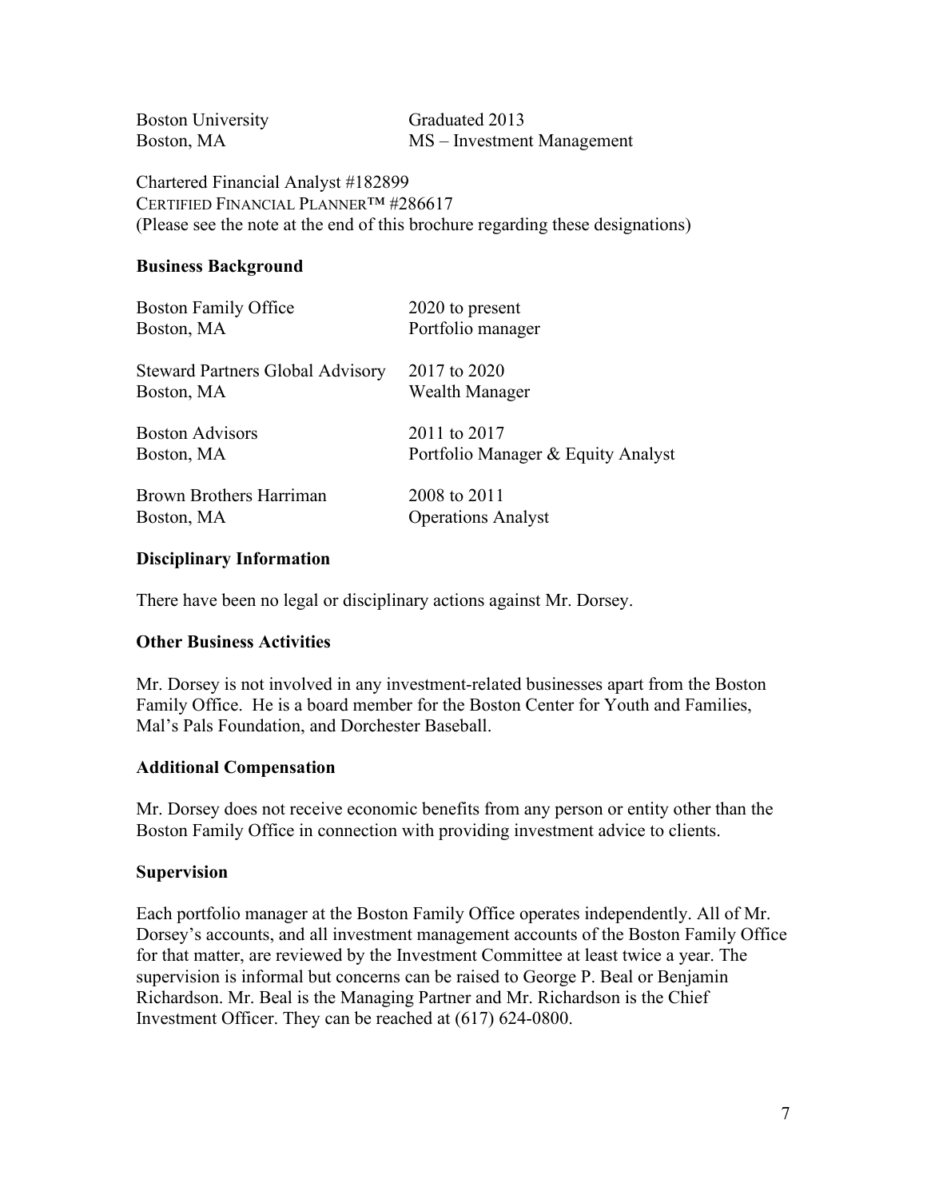| | |
|---|---|
| Boston University | Graduated 2013 |
| Boston, MA | MS – Investment Management |

Chartered Financial Analyst #182899
CERTIFIED FINANCIAL PLANNER™ #286617
(Please see the note at the end of this brochure regarding these designations)

**Business Background**

| | |
|---|---|
| Boston Family Office | 2020 to present |
| Boston, MA | Portfolio manager |
| Steward Partners Global Advisory | 2017 to 2020 |
| Boston, MA | Wealth Manager |
| Boston Advisors | 2011 to 2017 |
| Boston, MA | Portfolio Manager & Equity Analyst |
| Brown Brothers Harriman | 2008 to 2011 |
| Boston, MA | Operations Analyst |

**Disciplinary Information**

There have been no legal or disciplinary actions against Mr. Dorsey.

**Other Business Activities**

Mr. Dorsey is not involved in any investment-related businesses apart from the Boston Family Office. He is a board member for the Boston Center for Youth and Families, Mal's Pals Foundation, and Dorchester Baseball.

**Additional Compensation**

Mr. Dorsey does not receive economic benefits from any person or entity other than the Boston Family Office in connection with providing investment advice to clients.

**Supervision**

Each portfolio manager at the Boston Family Office operates independently. All of Mr. Dorsey's accounts, and all investment management accounts of the Boston Family Office for that matter, are reviewed by the Investment Committee at least twice a year. The supervision is informal but concerns can be raised to George P. Beal or Benjamin Richardson. Mr. Beal is the Managing Partner and Mr. Richardson is the Chief Investment Officer. They can be reached at (617) 624-0800.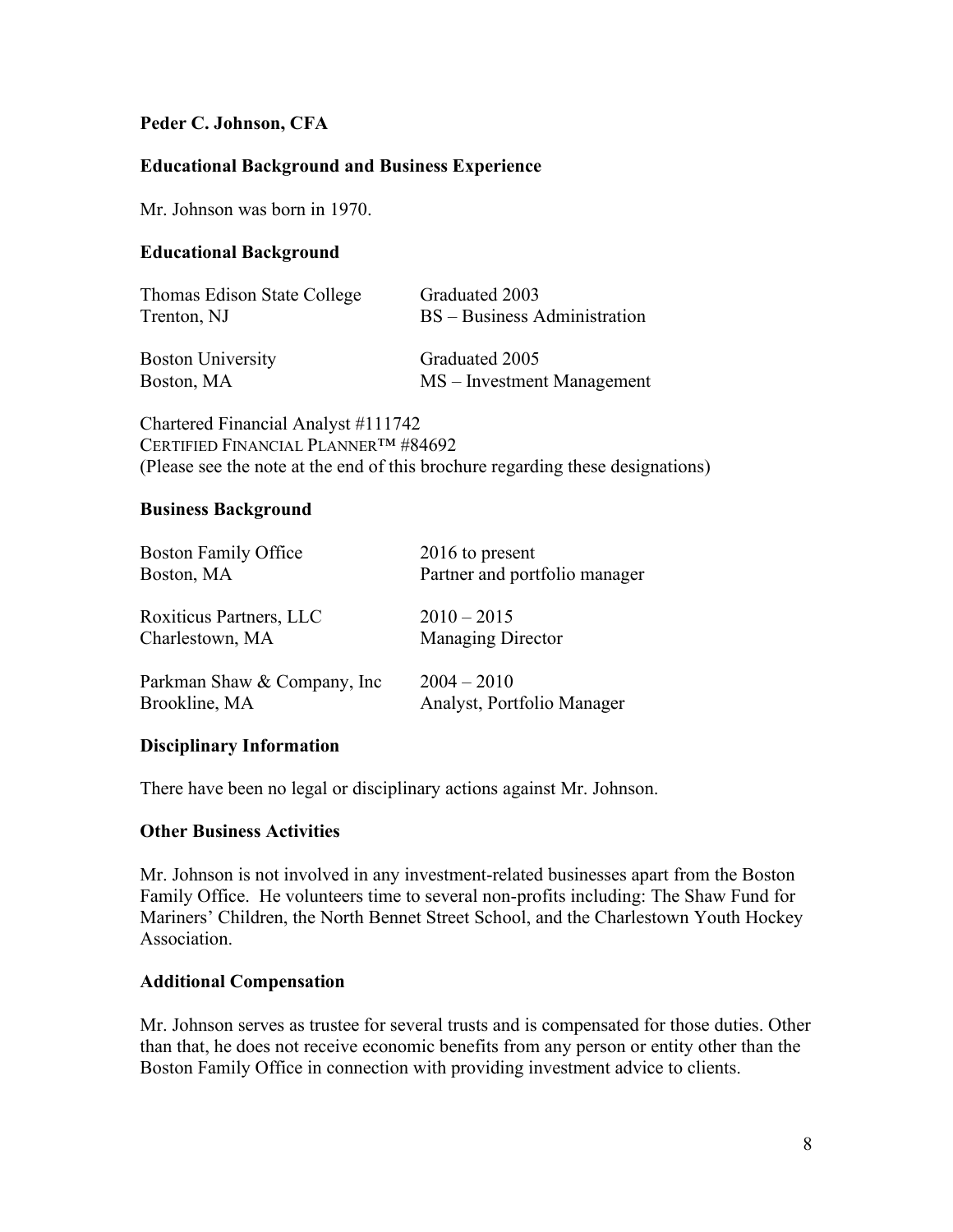**Peder C. Johnson, CFA**

**Educational Background and Business Experience**

Mr. Johnson was born in 1970.

**Educational Background**

| | |
|---|---|
| Thomas Edison State College<br>Trenton, NJ | Graduated 2003<br>BS – Business Administration |
| Boston University<br>Boston, MA | Graduated 2005<br>MS – Investment Management |

Chartered Financial Analyst #111742
CERTIFIED FINANCIAL PLANNER™ #84692
(Please see the note at the end of this brochure regarding these designations)

**Business Background**

| | |
|---|---|
| Boston Family Office<br>Boston, MA | 2016 to present<br>Partner and portfolio manager |
| Roxiticus Partners, LLC<br>Charlestown, MA | 2010 – 2015<br>Managing Director |
| Parkman Shaw & Company, Inc<br>Brookline, MA | 2004 – 2010<br>Analyst, Portfolio Manager |

**Disciplinary Information**

There have been no legal or disciplinary actions against Mr. Johnson.

**Other Business Activities**

Mr. Johnson is not involved in any investment-related businesses apart from the Boston Family Office. He volunteers time to several non-profits including: The Shaw Fund for Mariners' Children, the North Bennet Street School, and the Charlestown Youth Hockey Association.

**Additional Compensation**

Mr. Johnson serves as trustee for several trusts and is compensated for those duties. Other than that, he does not receive economic benefits from any person or entity other than the Boston Family Office in connection with providing investment advice to clients.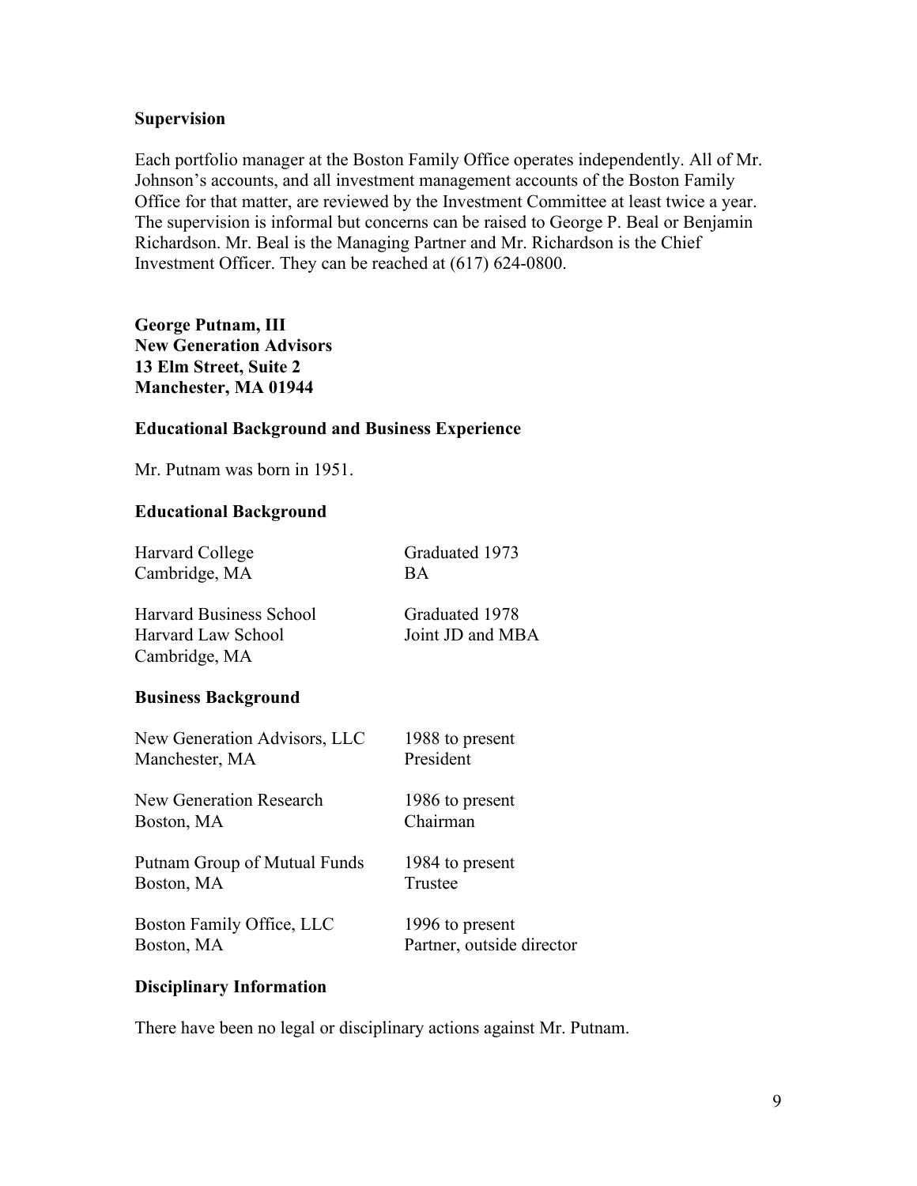### Supervision

Each portfolio manager at the Boston Family Office operates independently. All of Mr. Johnson's accounts, and all investment management accounts of the Boston Family Office for that matter, are reviewed by the Investment Committee at least twice a year. The supervision is informal but concerns can be raised to George P. Beal or Benjamin Richardson. Mr. Beal is the Managing Partner and Mr. Richardson is the Chief Investment Officer. They can be reached at (617) 624-0800.

**George Putnam, III**
**New Generation Advisors**
**13 Elm Street, Suite 2**
**Manchester, MA 01944**

### Educational Background and Business Experience

Mr. Putnam was born in 1951.

### Educational Background

| | |
|---|---|
| Harvard College<br>Cambridge, MA | Graduated 1973<br>BA |
| Harvard Business School<br>Harvard Law School<br>Cambridge, MA | Graduated 1978<br>Joint JD and MBA |

### Business Background

| | |
|---|---|
| New Generation Advisors, LLC<br>Manchester, MA | 1988 to present<br>President |
| New Generation Research<br>Boston, MA | 1986 to present<br>Chairman |
| Putnam Group of Mutual Funds<br>Boston, MA | 1984 to present<br>Trustee |
| Boston Family Office, LLC<br>Boston, MA | 1996 to present<br>Partner, outside director |

### Disciplinary Information

There have been no legal or disciplinary actions against Mr. Putnam.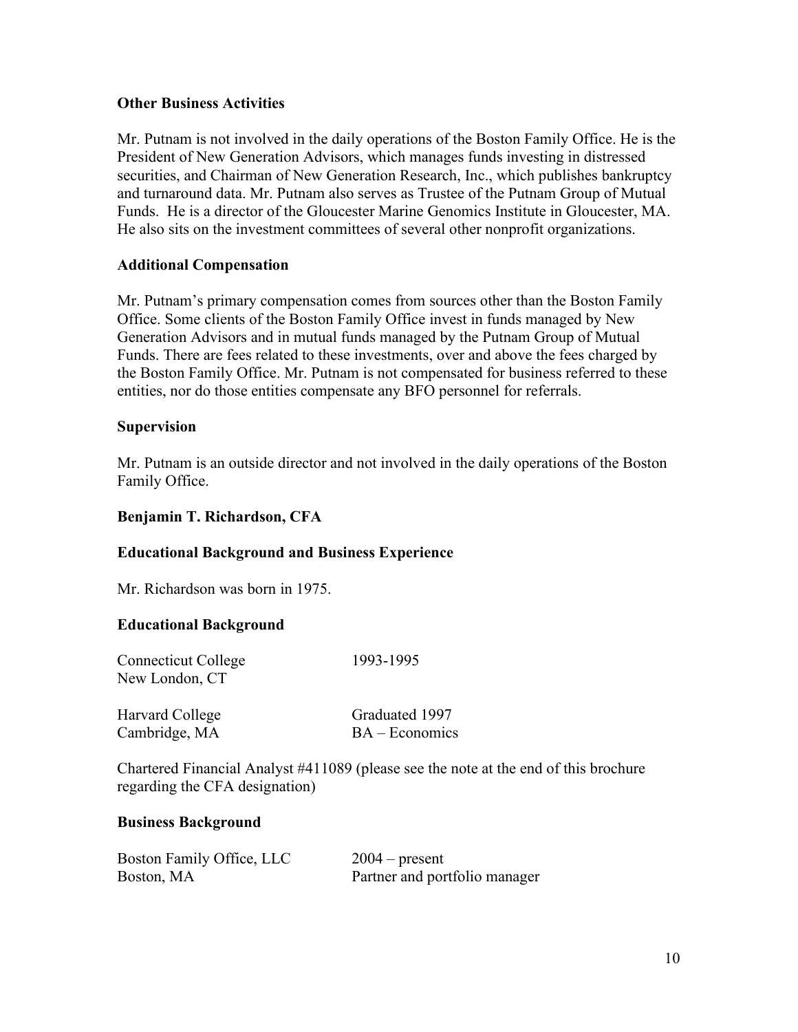**Other Business Activities**

Mr. Putnam is not involved in the daily operations of the Boston Family Office. He is the President of New Generation Advisors, which manages funds investing in distressed securities, and Chairman of New Generation Research, Inc., which publishes bankruptcy and turnaround data. Mr. Putnam also serves as Trustee of the Putnam Group of Mutual Funds. He is a director of the Gloucester Marine Genomics Institute in Gloucester, MA. He also sits on the investment committees of several other nonprofit organizations.

**Additional Compensation**

Mr. Putnam's primary compensation comes from sources other than the Boston Family Office. Some clients of the Boston Family Office invest in funds managed by New Generation Advisors and in mutual funds managed by the Putnam Group of Mutual Funds. There are fees related to these investments, over and above the fees charged by the Boston Family Office. Mr. Putnam is not compensated for business referred to these entities, nor do those entities compensate any BFO personnel for referrals.

**Supervision**

Mr. Putnam is an outside director and not involved in the daily operations of the Boston Family Office.

**Benjamin T. Richardson, CFA**

**Educational Background and Business Experience**

Mr. Richardson was born in 1975.

**Educational Background**

| | |
|---|---|
| Connecticut College<br>New London, CT | 1993-1995 |
| Harvard College<br>Cambridge, MA | Graduated 1997<br>BA – Economics |

Chartered Financial Analyst #411089 (please see the note at the end of this brochure regarding the CFA designation)

**Business Background**

| | |
|---|---|
| Boston Family Office, LLC<br>Boston, MA | 2004 – present<br>Partner and portfolio manager |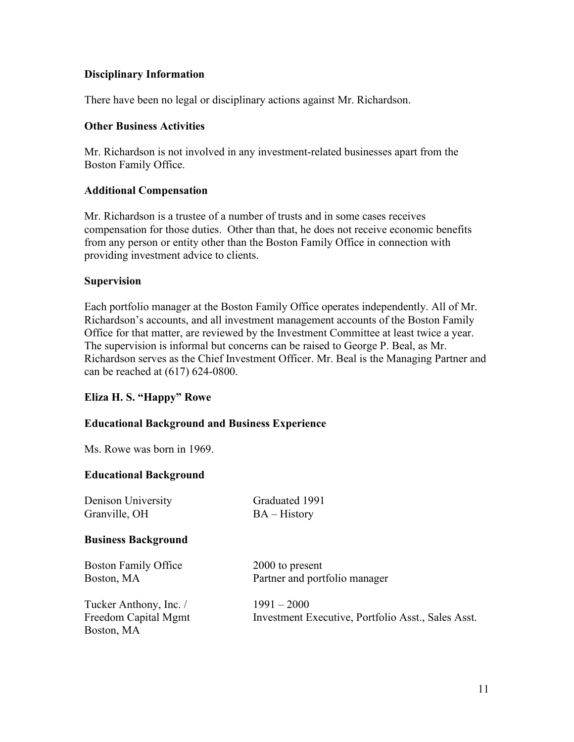**Disciplinary Information**

There have been no legal or disciplinary actions against Mr. Richardson.

**Other Business Activities**

Mr. Richardson is not involved in any investment-related businesses apart from the Boston Family Office.

**Additional Compensation**

Mr. Richardson is a trustee of a number of trusts and in some cases receives compensation for those duties. Other than that, he does not receive economic benefits from any person or entity other than the Boston Family Office in connection with providing investment advice to clients.

**Supervision**

Each portfolio manager at the Boston Family Office operates independently. All of Mr. Richardson's accounts, and all investment management accounts of the Boston Family Office for that matter, are reviewed by the Investment Committee at least twice a year. The supervision is informal but concerns can be raised to George P. Beal, as Mr. Richardson serves as the Chief Investment Officer. Mr. Beal is the Managing Partner and can be reached at (617) 624-0800.

**Eliza H. S. "Happy" Rowe**

**Educational Background and Business Experience**

Ms. Rowe was born in 1969.

**Educational Background**

| | |
|---|---|
| Denison University<br>Granville, OH | Graduated 1991<br>BA – History |

**Business Background**

| | |
|---|---|
| Boston Family Office<br>Boston, MA | 2000 to present<br>Partner and portfolio manager |
| Tucker Anthony, Inc. /<br>Freedom Capital Mgmt<br>Boston, MA | 1991 – 2000<br>Investment Executive, Portfolio Asst., Sales Asst. |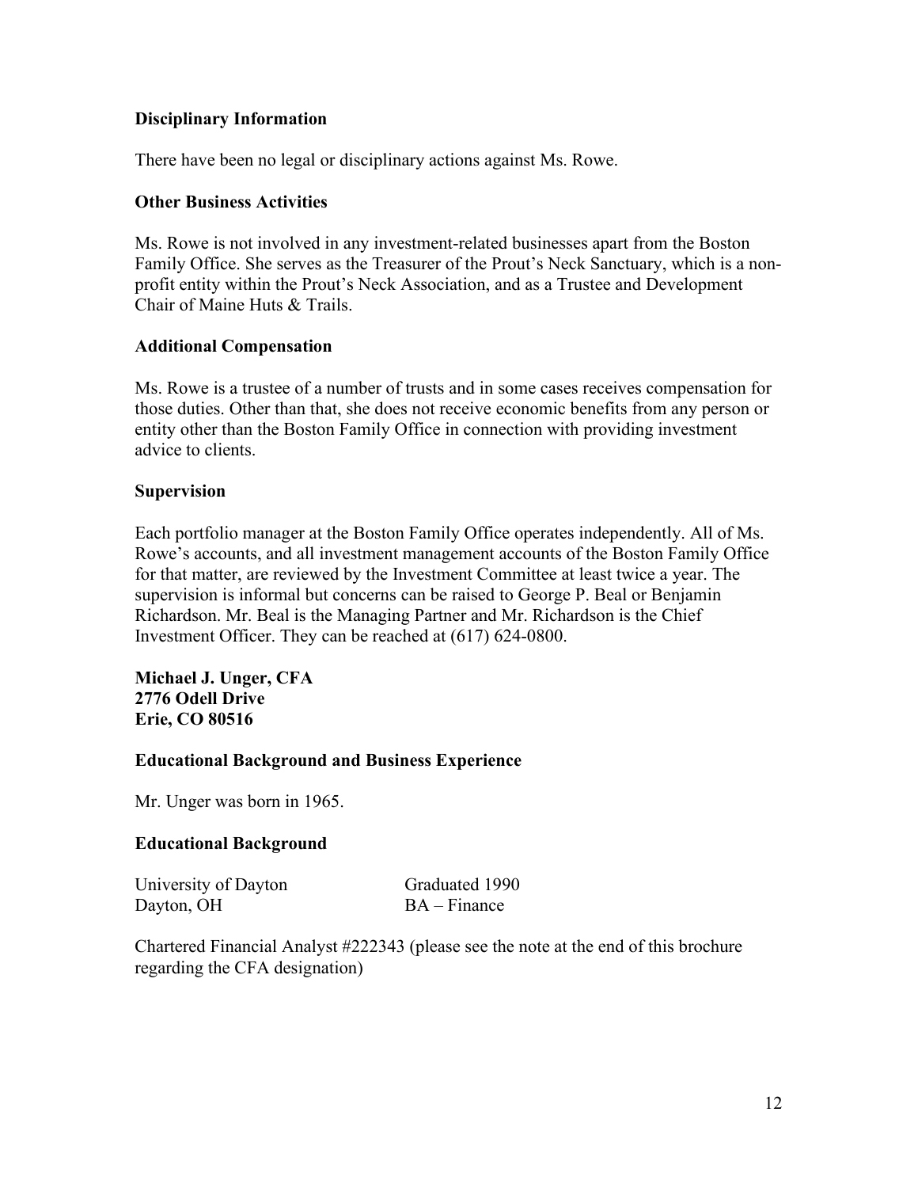**Disciplinary Information**

There have been no legal or disciplinary actions against Ms. Rowe.

**Other Business Activities**

Ms. Rowe is not involved in any investment-related businesses apart from the Boston Family Office. She serves as the Treasurer of the Prout's Neck Sanctuary, which is a non-profit entity within the Prout's Neck Association, and as a Trustee and Development Chair of Maine Huts & Trails.

**Additional Compensation**

Ms. Rowe is a trustee of a number of trusts and in some cases receives compensation for those duties. Other than that, she does not receive economic benefits from any person or entity other than the Boston Family Office in connection with providing investment advice to clients.

**Supervision**

Each portfolio manager at the Boston Family Office operates independently. All of Ms. Rowe's accounts, and all investment management accounts of the Boston Family Office for that matter, are reviewed by the Investment Committee at least twice a year. The supervision is informal but concerns can be raised to George P. Beal or Benjamin Richardson. Mr. Beal is the Managing Partner and Mr. Richardson is the Chief Investment Officer. They can be reached at (617) 624-0800.

**Michael J. Unger, CFA**
**2776 Odell Drive**
**Erie, CO 80516**

**Educational Background and Business Experience**

Mr. Unger was born in 1965.

**Educational Background**

| | |
|---|---|
| University of Dayton | Graduated 1990 |
| Dayton, OH | BA – Finance |

Chartered Financial Analyst #222343 (please see the note at the end of this brochure regarding the CFA designation)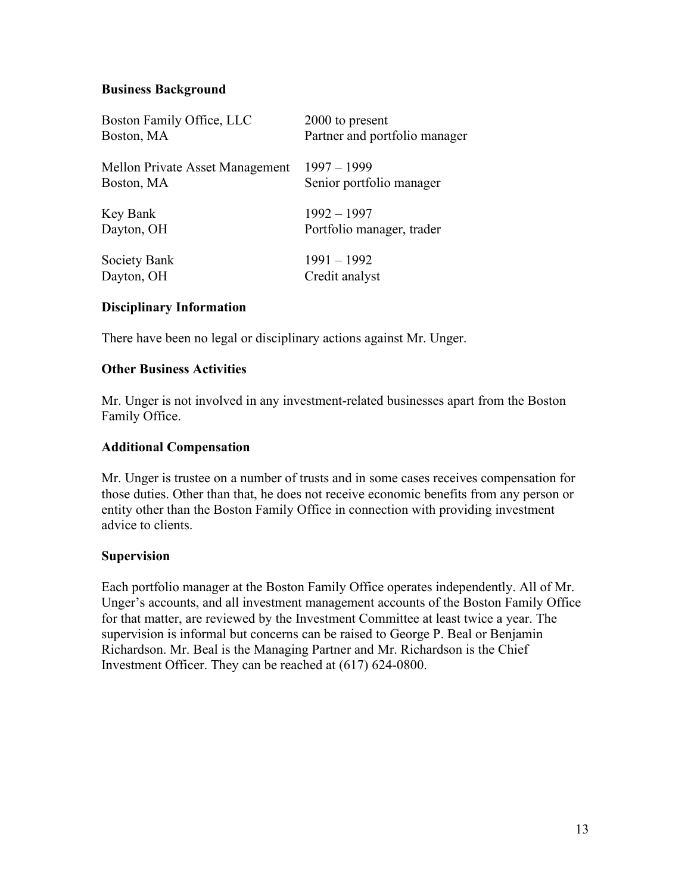**Business Background**

| | |
|---|---|
| Boston Family Office, LLC<br>Boston, MA | 2000 to present<br>Partner and portfolio manager |
| Mellon Private Asset Management<br>Boston, MA | 1997 – 1999<br>Senior portfolio manager |
| Key Bank<br>Dayton, OH | 1992 – 1997<br>Portfolio manager, trader |
| Society Bank<br>Dayton, OH | 1991 – 1992<br>Credit analyst |

**Disciplinary Information**

There have been no legal or disciplinary actions against Mr. Unger.

**Other Business Activities**

Mr. Unger is not involved in any investment-related businesses apart from the Boston Family Office.

**Additional Compensation**

Mr. Unger is trustee on a number of trusts and in some cases receives compensation for those duties. Other than that, he does not receive economic benefits from any person or entity other than the Boston Family Office in connection with providing investment advice to clients.

**Supervision**

Each portfolio manager at the Boston Family Office operates independently. All of Mr. Unger's accounts, and all investment management accounts of the Boston Family Office for that matter, are reviewed by the Investment Committee at least twice a year. The supervision is informal but concerns can be raised to George P. Beal or Benjamin Richardson. Mr. Beal is the Managing Partner and Mr. Richardson is the Chief Investment Officer. They can be reached at (617) 624-0800.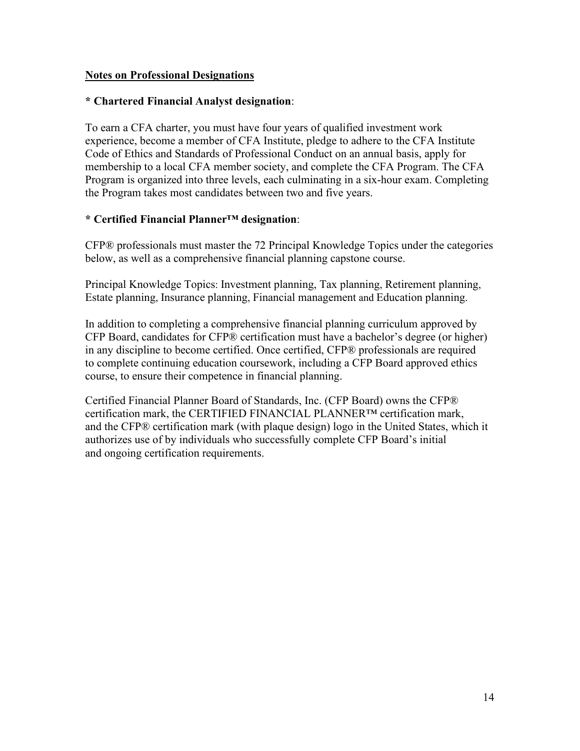## Notes on Professional Designations

**\* Chartered Financial Analyst designation**:

To earn a CFA charter, you must have four years of qualified investment work experience, become a member of CFA Institute, pledge to adhere to the CFA Institute Code of Ethics and Standards of Professional Conduct on an annual basis, apply for membership to a local CFA member society, and complete the CFA Program. The CFA Program is organized into three levels, each culminating in a six-hour exam. Completing the Program takes most candidates between two and five years.

**\* Certified Financial Planner™ designation**:

CFP® professionals must master the 72 Principal Knowledge Topics under the categories below, as well as a comprehensive financial planning capstone course.

Principal Knowledge Topics: Investment planning, Tax planning, Retirement planning, Estate planning, Insurance planning, Financial management and Education planning.

In addition to completing a comprehensive financial planning curriculum approved by CFP Board, candidates for CFP® certification must have a bachelor's degree (or higher) in any discipline to become certified. Once certified, CFP® professionals are required to complete continuing education coursework, including a CFP Board approved ethics course, to ensure their competence in financial planning.

Certified Financial Planner Board of Standards, Inc. (CFP Board) owns the CFP® certification mark, the CERTIFIED FINANCIAL PLANNER™ certification mark, and the CFP® certification mark (with plaque design) logo in the United States, which it authorizes use of by individuals who successfully complete CFP Board's initial and ongoing certification requirements.